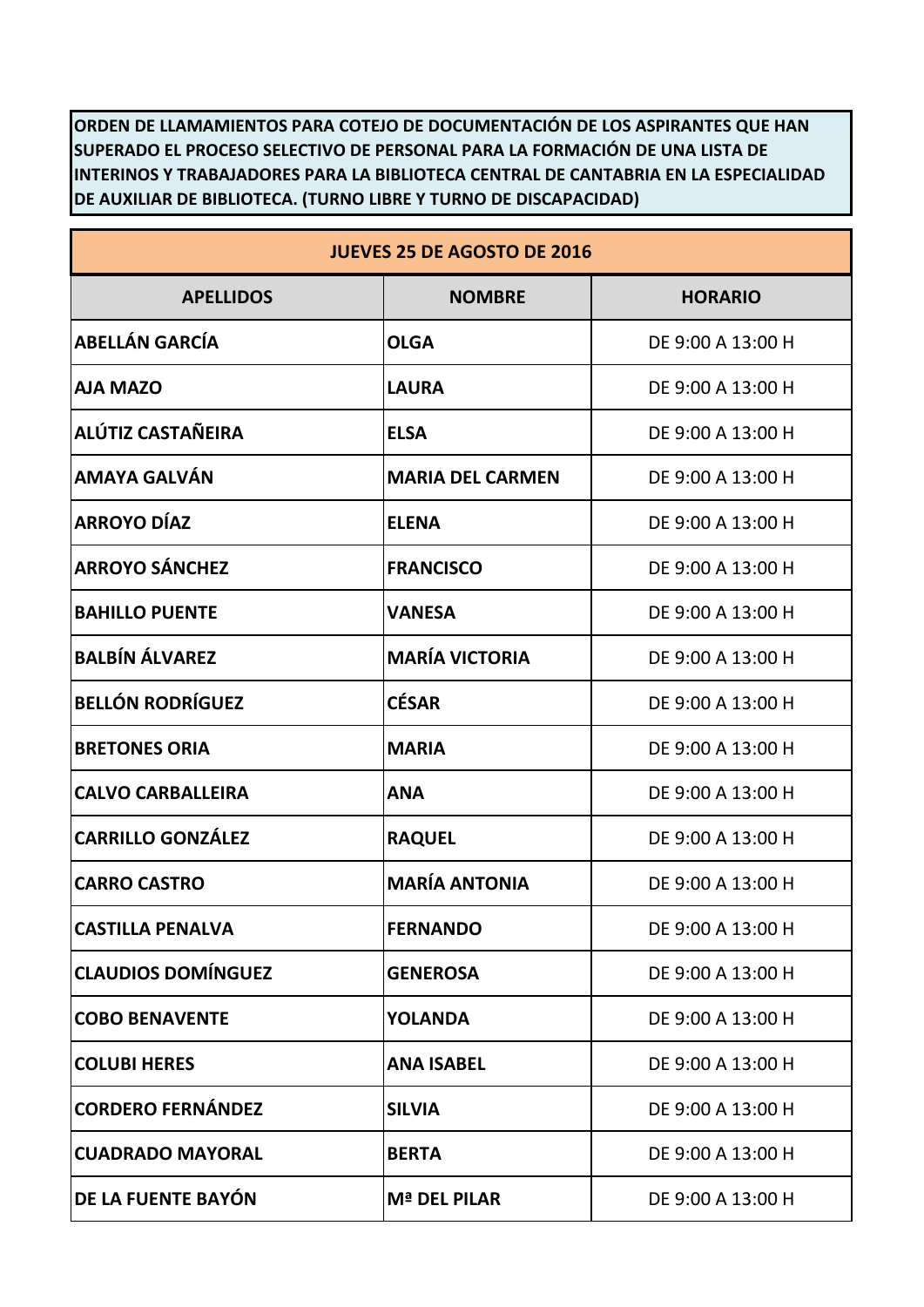**ORDEN DE LLAMAMIENTOS PARA COTEJO DE DOCUMENTACIÓN DE LOS ASPIRANTES QUE HAN SUPERADO EL PROCESO SELECTIVO DE PERSONAL PARA LA FORMACIÓN DE UNA LISTA DE INTERINOS Y TRABAJADORES PARA LA BIBLIOTECA CENTRAL DE CANTABRIA EN LA ESPECIALIDAD DE AUXILIAR DE BIBLIOTECA. (TURNO LIBRE Y TURNO DE DISCAPACIDAD)**

| JUEVES 25 DE AGOSTO DE 2016 | | |
|---|---|---|
| **APELLIDOS** | **NOMBRE** | **HORARIO** |
| **ABELLÁN GARCÍA** | **OLGA** | DE 9:00 A 13:00 H |
| **AJA MAZO** | **LAURA** | DE 9:00 A 13:00 H |
| **ALÚTIZ CASTAÑEIRA** | **ELSA** | DE 9:00 A 13:00 H |
| **AMAYA GALVÁN** | **MARIA DEL CARMEN** | DE 9:00 A 13:00 H |
| **ARROYO DÍAZ** | **ELENA** | DE 9:00 A 13:00 H |
| **ARROYO SÁNCHEZ** | **FRANCISCO** | DE 9:00 A 13:00 H |
| **BAHILLO PUENTE** | **VANESA** | DE 9:00 A 13:00 H |
| **BALBÍN ÁLVAREZ** | **MARÍA VICTORIA** | DE 9:00 A 13:00 H |
| **BELLÓN RODRÍGUEZ** | **CÉSAR** | DE 9:00 A 13:00 H |
| **BRETONES ORIA** | **MARIA** | DE 9:00 A 13:00 H |
| **CALVO CARBALLEIRA** | **ANA** | DE 9:00 A 13:00 H |
| **CARRILLO GONZÁLEZ** | **RAQUEL** | DE 9:00 A 13:00 H |
| **CARRO CASTRO** | **MARÍA ANTONIA** | DE 9:00 A 13:00 H |
| **CASTILLA PENALVA** | **FERNANDO** | DE 9:00 A 13:00 H |
| **CLAUDIOS DOMÍNGUEZ** | **GENEROSA** | DE 9:00 A 13:00 H |
| **COBO BENAVENTE** | **YOLANDA** | DE 9:00 A 13:00 H |
| **COLUBI HERES** | **ANA ISABEL** | DE 9:00 A 13:00 H |
| **CORDERO FERNÁNDEZ** | **SILVIA** | DE 9:00 A 13:00 H |
| **CUADRADO MAYORAL** | **BERTA** | DE 9:00 A 13:00 H |
| **DE LA FUENTE BAYÓN** | **Mª DEL PILAR** | DE 9:00 A 13:00 H |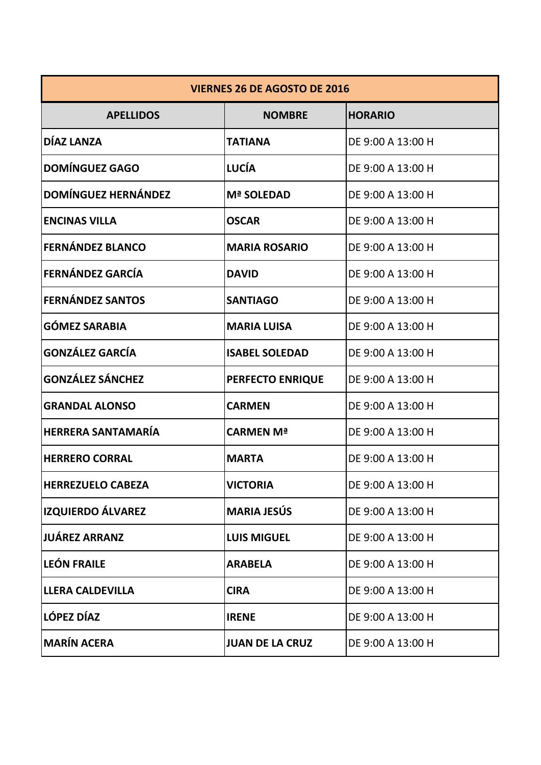| VIERNES 26 DE AGOSTO DE 2016 | | |
|---|---|---|
| **APELLIDOS** | **NOMBRE** | **HORARIO** |
| **DÍAZ LANZA** | **TATIANA** | DE 9:00 A 13:00 H |
| **DOMÍNGUEZ GAGO** | **LUCÍA** | DE 9:00 A 13:00 H |
| **DOMÍNGUEZ HERNÁNDEZ** | **Mª SOLEDAD** | DE 9:00 A 13:00 H |
| **ENCINAS VILLA** | **OSCAR** | DE 9:00 A 13:00 H |
| **FERNÁNDEZ BLANCO** | **MARIA ROSARIO** | DE 9:00 A 13:00 H |
| **FERNÁNDEZ GARCÍA** | **DAVID** | DE 9:00 A 13:00 H |
| **FERNÁNDEZ SANTOS** | **SANTIAGO** | DE 9:00 A 13:00 H |
| **GÓMEZ SARABIA** | **MARIA LUISA** | DE 9:00 A 13:00 H |
| **GONZÁLEZ GARCÍA** | **ISABEL SOLEDAD** | DE 9:00 A 13:00 H |
| **GONZÁLEZ SÁNCHEZ** | **PERFECTO ENRIQUE** | DE 9:00 A 13:00 H |
| **GRANDAL ALONSO** | **CARMEN** | DE 9:00 A 13:00 H |
| **HERRERA SANTAMARÍA** | **CARMEN Mª** | DE 9:00 A 13:00 H |
| **HERRERO CORRAL** | **MARTA** | DE 9:00 A 13:00 H |
| **HERREZUELO CABEZA** | **VICTORIA** | DE 9:00 A 13:00 H |
| **IZQUIERDO ÁLVAREZ** | **MARIA JESÚS** | DE 9:00 A 13:00 H |
| **JUÁREZ ARRANZ** | **LUIS MIGUEL** | DE 9:00 A 13:00 H |
| **LEÓN FRAILE** | **ARABELA** | DE 9:00 A 13:00 H |
| **LLERA CALDEVILLA** | **CIRA** | DE 9:00 A 13:00 H |
| **LÓPEZ DÍAZ** | **IRENE** | DE 9:00 A 13:00 H |
| **MARÍN ACERA** | **JUAN DE LA CRUZ** | DE 9:00 A 13:00 H |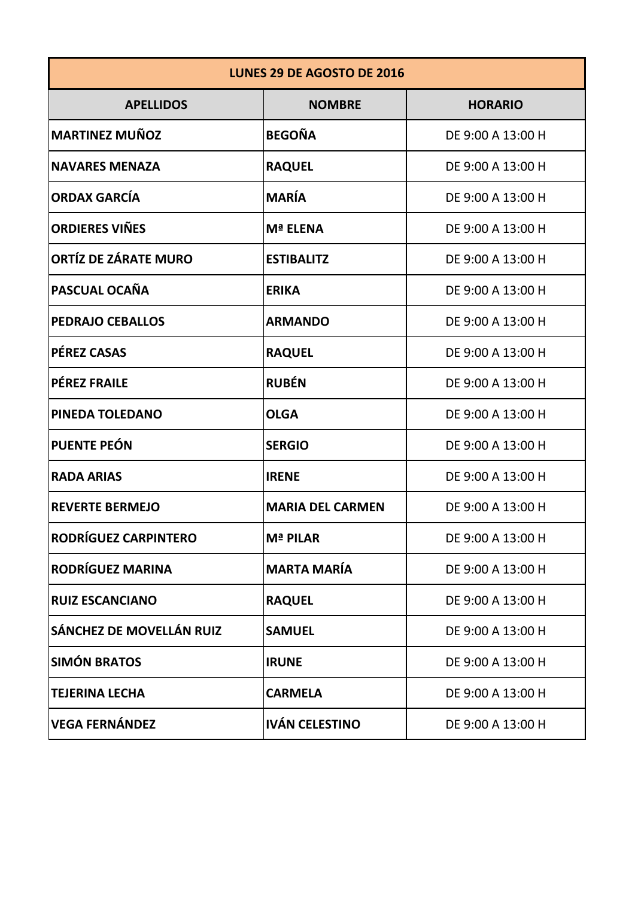| LUNES 29 DE AGOSTO DE 2016 | | |
|---|---|---|
| **APELLIDOS** | **NOMBRE** | **HORARIO** |
| **MARTINEZ MUÑOZ** | **BEGOÑA** | DE 9:00 A 13:00 H |
| **NAVARES MENAZA** | **RAQUEL** | DE 9:00 A 13:00 H |
| **ORDAX GARCÍA** | **MARÍA** | DE 9:00 A 13:00 H |
| **ORDIERES VIÑES** | **Mª ELENA** | DE 9:00 A 13:00 H |
| **ORTÍZ DE ZÁRATE MURO** | **ESTIBALITZ** | DE 9:00 A 13:00 H |
| **PASCUAL OCAÑA** | **ERIKA** | DE 9:00 A 13:00 H |
| **PEDRAJO CEBALLOS** | **ARMANDO** | DE 9:00 A 13:00 H |
| **PÉREZ CASAS** | **RAQUEL** | DE 9:00 A 13:00 H |
| **PÉREZ FRAILE** | **RUBÉN** | DE 9:00 A 13:00 H |
| **PINEDA TOLEDANO** | **OLGA** | DE 9:00 A 13:00 H |
| **PUENTE PEÓN** | **SERGIO** | DE 9:00 A 13:00 H |
| **RADA ARIAS** | **IRENE** | DE 9:00 A 13:00 H |
| **REVERTE BERMEJO** | **MARIA DEL CARMEN** | DE 9:00 A 13:00 H |
| **RODRÍGUEZ CARPINTERO** | **Mª PILAR** | DE 9:00 A 13:00 H |
| **RODRÍGUEZ MARINA** | **MARTA MARÍA** | DE 9:00 A 13:00 H |
| **RUIZ ESCANCIANO** | **RAQUEL** | DE 9:00 A 13:00 H |
| **SÁNCHEZ DE MOVELLÁN RUIZ** | **SAMUEL** | DE 9:00 A 13:00 H |
| **SIMÓN BRATOS** | **IRUNE** | DE 9:00 A 13:00 H |
| **TEJERINA LECHA** | **CARMELA** | DE 9:00 A 13:00 H |
| **VEGA FERNÁNDEZ** | **IVÁN CELESTINO** | DE 9:00 A 13:00 H |